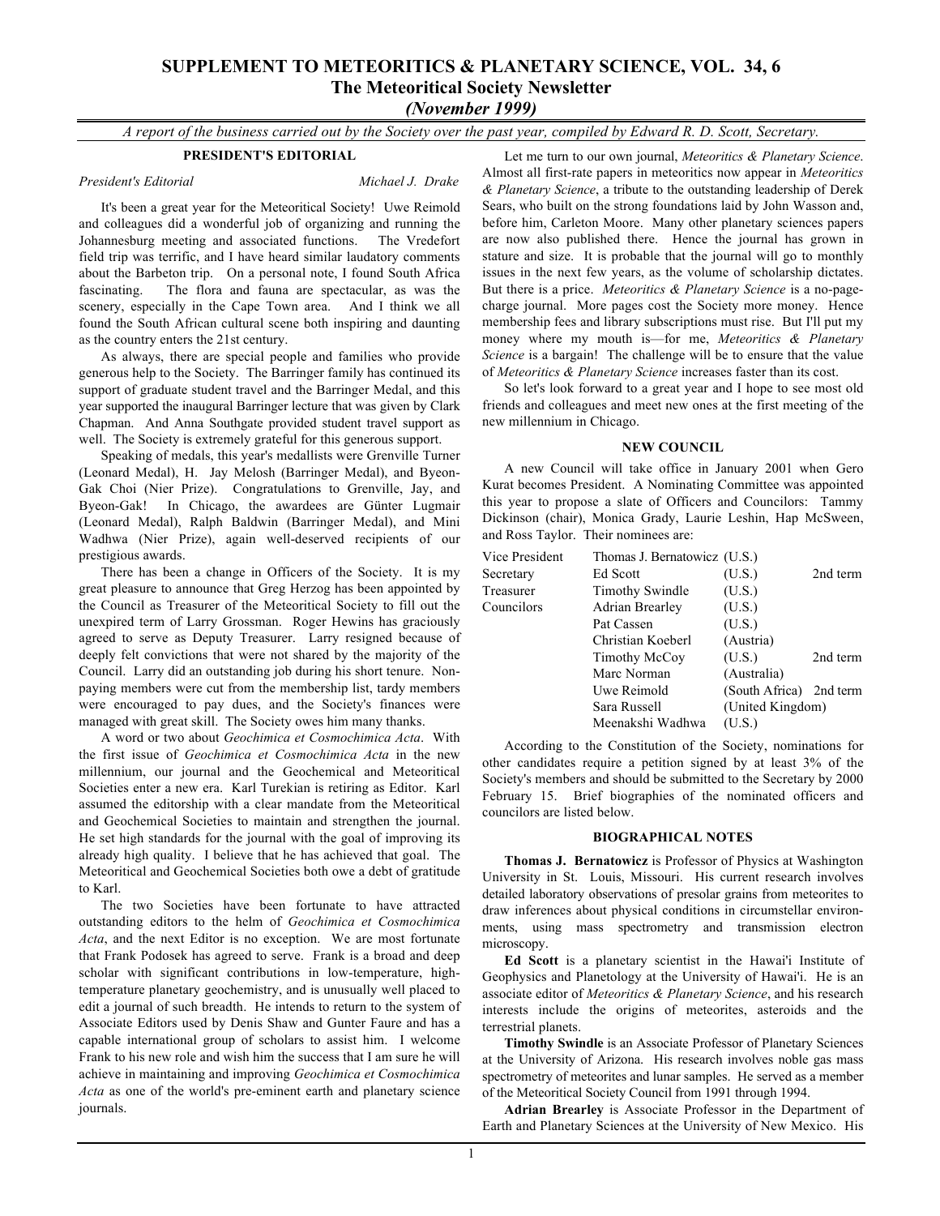# SUPPLEMENT TO METEORITICS & PLANETARY SCIENCE, VOL. 34, 6
## The Meteoritical Society Newsletter
### *(November 1999)*

*A report of the business carried out by the Society over the past year, compiled by Edward R. D. Scott, Secretary.*

## PRESIDENT'S EDITORIAL

*President's Editorial* — *Michael J. Drake*

It's been a great year for the Meteoritical Society! Uwe Reimold and colleagues did a wonderful job of organizing and running the Johannesburg meeting and associated functions. The Vredefort field trip was terrific, and I have heard similar laudatory comments about the Barbeton trip. On a personal note, I found South Africa fascinating. The flora and fauna are spectacular, as was the scenery, especially in the Cape Town area. And I think we all found the South African cultural scene both inspiring and daunting as the country enters the 21st century.

As always, there are special people and families who provide generous help to the Society. The Barringer family has continued its support of graduate student travel and the Barringer Medal, and this year supported the inaugural Barringer lecture that was given by Clark Chapman. And Anna Southgate provided student travel support as well. The Society is extremely grateful for this generous support.

Speaking of medals, this year's medallists were Grenville Turner (Leonard Medal), H. Jay Melosh (Barringer Medal), and Byeon-Gak Choi (Nier Prize). Congratulations to Grenville, Jay, and Byeon-Gak! In Chicago, the awardees are Günter Lugmair (Leonard Medal), Ralph Baldwin (Barringer Medal), and Mini Wadhwa (Nier Prize), again well-deserved recipients of our prestigious awards.

There has been a change in Officers of the Society. It is my great pleasure to announce that Greg Herzog has been appointed by the Council as Treasurer of the Meteoritical Society to fill out the unexpired term of Larry Grossman. Roger Hewins has graciously agreed to serve as Deputy Treasurer. Larry resigned because of deeply felt convictions that were not shared by the majority of the Council. Larry did an outstanding job during his short tenure. Non-paying members were cut from the membership list, tardy members were encouraged to pay dues, and the Society's finances were managed with great skill. The Society owes him many thanks.

A word or two about *Geochimica et Cosmochimica Acta*. With the first issue of *Geochimica et Cosmochimica Acta* in the new millennium, our journal and the Geochemical and Meteoritical Societies enter a new era. Karl Turekian is retiring as Editor. Karl assumed the editorship with a clear mandate from the Meteoritical and Geochemical Societies to maintain and strengthen the journal. He set high standards for the journal with the goal of improving its already high quality. I believe that he has achieved that goal. The Meteoritical and Geochemical Societies both owe a debt of gratitude to Karl.

The two Societies have been fortunate to have attracted outstanding editors to the helm of *Geochimica et Cosmochimica Acta*, and the next Editor is no exception. We are most fortunate that Frank Podosek has agreed to serve. Frank is a broad and deep scholar with significant contributions in low-temperature, high-temperature planetary geochemistry, and is unusually well placed to edit a journal of such breadth. He intends to return to the system of Associate Editors used by Denis Shaw and Gunter Faure and has a capable international group of scholars to assist him. I welcome Frank to his new role and wish him the success that I am sure he will achieve in maintaining and improving *Geochimica et Cosmochimica Acta* as one of the world's pre-eminent earth and planetary science journals.

Let me turn to our own journal, *Meteoritics & Planetary Science*. Almost all first-rate papers in meteoritics now appear in *Meteoritics & Planetary Science*, a tribute to the outstanding leadership of Derek Sears, who built on the strong foundations laid by John Wasson and, before him, Carleton Moore. Many other planetary sciences papers are now also published there. Hence the journal has grown in stature and size. It is probable that the journal will go to monthly issues in the next few years, as the volume of scholarship dictates. But there is a price. *Meteoritics & Planetary Science* is a no-page-charge journal. More pages cost the Society more money. Hence membership fees and library subscriptions must rise. But I'll put my money where my mouth is—for me, *Meteoritics & Planetary Science* is a bargain! The challenge will be to ensure that the value of *Meteoritics & Planetary Science* increases faster than its cost.

So let's look forward to a great year and I hope to see most old friends and colleagues and meet new ones at the first meeting of the new millennium in Chicago.

## NEW COUNCIL

A new Council will take office in January 2001 when Gero Kurat becomes President. A Nominating Committee was appointed this year to propose a slate of Officers and Councilors: Tammy Dickinson (chair), Monica Grady, Laurie Leshin, Hap McSween, and Ross Taylor. Their nominees are:

| | | | |
|---|---|---|---|
| Vice President | Thomas J. Bernatowicz | (U.S.) | |
| Secretary | Ed Scott | (U.S.) | 2nd term |
| Treasurer | Timothy Swindle | (U.S.) | |
| Councilors | Adrian Brearley | (U.S.) | |
| | Pat Cassen | (U.S.) | |
| | Christian Koeberl | (Austria) | |
| | Timothy McCoy | (U.S.) | 2nd term |
| | Marc Norman | (Australia) | |
| | Uwe Reimold | (South Africa) | 2nd term |
| | Sara Russell | (United Kingdom) | |
| | Meenakshi Wadhwa | (U.S.) | |

According to the Constitution of the Society, nominations for other candidates require a petition signed by at least 3% of the Society's members and should be submitted to the Secretary by 2000 February 15. Brief biographies of the nominated officers and councilors are listed below.

## BIOGRAPHICAL NOTES

**Thomas J. Bernatowicz** is Professor of Physics at Washington University in St. Louis, Missouri. His current research involves detailed laboratory observations of presolar grains from meteorites to draw inferences about physical conditions in circumstellar environments, using mass spectrometry and transmission electron microscopy.

**Ed Scott** is a planetary scientist in the Hawai'i Institute of Geophysics and Planetology at the University of Hawai'i. He is an associate editor of *Meteoritics & Planetary Science*, and his research interests include the origins of meteorites, asteroids and the terrestrial planets.

**Timothy Swindle** is an Associate Professor of Planetary Sciences at the University of Arizona. His research involves noble gas mass spectrometry of meteorites and lunar samples. He served as a member of the Meteoritical Society Council from 1991 through 1994.

**Adrian Brearley** is Associate Professor in the Department of Earth and Planetary Sciences at the University of New Mexico. His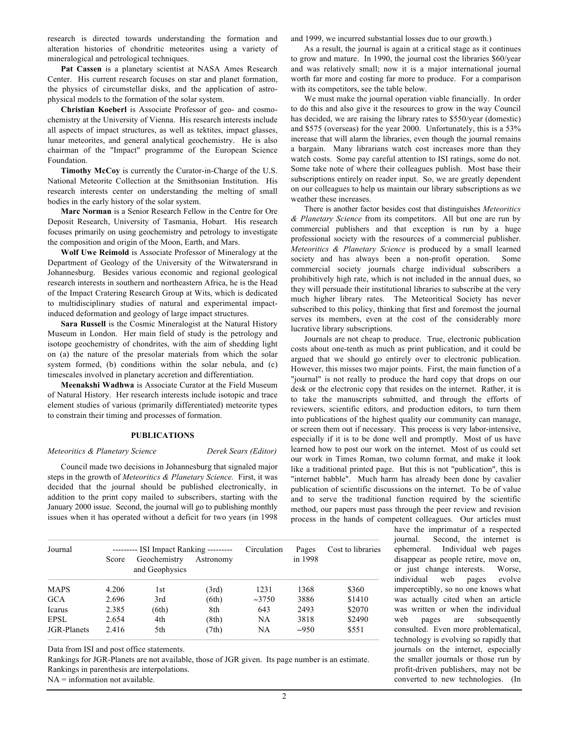research is directed towards understanding the formation and alteration histories of chondritic meteorites using a variety of mineralogical and petrological techniques.

**Pat Cassen** is a planetary scientist at NASA Ames Research Center. His current research focuses on star and planet formation, the physics of circumstellar disks, and the application of astrophysical models to the formation of the solar system.

**Christian Koeberl** is Associate Professor of geo- and cosmochemistry at the University of Vienna. His research interests include all aspects of impact structures, as well as tektites, impact glasses, lunar meteorites, and general analytical geochemistry. He is also chairman of the "Impact" programme of the European Science Foundation.

**Timothy McCoy** is currently the Curator-in-Charge of the U.S. National Meteorite Collection at the Smithsonian Institution. His research interests center on understanding the melting of small bodies in the early history of the solar system.

**Marc Norman** is a Senior Research Fellow in the Centre for Ore Deposit Research, University of Tasmania, Hobart. His research focuses primarily on using geochemistry and petrology to investigate the composition and origin of the Moon, Earth, and Mars.

**Wolf Uwe Reimold** is Associate Professor of Mineralogy at the Department of Geology of the University of the Witwatersrand in Johannesburg. Besides various economic and regional geological research interests in southern and northeastern Africa, he is the Head of the Impact Cratering Research Group at Wits, which is dedicated to multidisciplinary studies of natural and experimental impact-induced deformation and geology of large impact structures.

**Sara Russell** is the Cosmic Mineralogist at the Natural History Museum in London. Her main field of study is the petrology and isotope geochemistry of chondrites, with the aim of shedding light on (a) the nature of the presolar materials from which the solar system formed, (b) conditions within the solar nebula, and (c) timescales involved in planetary accretion and differentiation.

**Meenakshi Wadhwa** is Associate Curator at the Field Museum of Natural History. Her research interests include isotopic and trace element studies of various (primarily differentiated) meteorite types to constrain their timing and processes of formation.

## PUBLICATIONS

*Meteoritics & Planetary Science* — *Derek Sears (Editor)*

Council made two decisions in Johannesburg that signaled major steps in the growth of *Meteoritics & Planetary Science.* First, it was decided that the journal should be published electronically, in addition to the print copy mailed to subscribers, starting with the January 2000 issue. Second, the journal will go to publishing monthly issues when it has operated without a deficit for two years (in 1998 and 1999, we incurred substantial losses due to our growth.)

As a result, the journal is again at a critical stage as it continues to grow and mature. In 1990, the journal cost the libraries \$60/year and was relatively small; now it is a major international journal worth far more and costing far more to produce. For a comparison with its competitors, see the table below.

We must make the journal operation viable financially. In order to do this and also give it the resources to grow in the way Council has decided, we are raising the library rates to \$550/year (domestic) and \$575 (overseas) for the year 2000. Unfortunately, this is a 53% increase that will alarm the libraries, even though the journal remains a bargain. Many librarians watch cost increases more than they watch costs. Some pay careful attention to ISI ratings, some do not. Some take note of where their colleagues publish. Most base their subscriptions entirely on reader input. So, we are greatly dependent on our colleagues to help us maintain our library subscriptions as we weather these increases.

There is another factor besides cost that distinguishes *Meteoritics & Planetary Science* from its competitors. All but one are run by commercial publishers and that exception is run by a huge professional society with the resources of a commercial publisher. *Meteoritics & Planetary Science* is produced by a small learned society and has always been a non-profit operation. Some commercial society journals charge individual subscribers a prohibitively high rate, which is not included in the annual dues, so they will persuade their institutional libraries to subscribe at the very much higher library rates. The Meteoritical Society has never subscribed to this policy, thinking that first and foremost the journal serves its members, even at the cost of the considerably more lucrative library subscriptions.

Journals are not cheap to produce. True, electronic publication costs about one-tenth as much as print publication, and it could be argued that we should go entirely over to electronic publication. However, this misses two major points. First, the main function of a "journal" is not really to produce the hard copy that drops on our desk or the electronic copy that resides on the internet. Rather, it is to take the manuscripts submitted, and through the efforts of reviewers, scientific editors, and production editors, to turn them into publications of the highest quality our community can manage, or screen them out if necessary. This process is very labor-intensive, especially if it is to be done well and promptly. Most of us have learned how to post our work on the internet. Most of us could set our work in Times Roman, two column format, and make it look like a traditional printed page. But this is not "publication", this is "internet babble". Much harm has already been done by cavalier publication of scientific discussions on the internet. To be of value and to serve the traditional function required by the scientific method, our papers must pass through the peer review and revision process in the hands of competent colleagues. Our articles must have the imprimatur of a respected journal. Second, the internet is ephemeral. Individual web pages disappear as people retire, move on, or just change interests. Worse, individual web pages evolve imperceptibly, so no one knows what was actually cited when an article was written or when the individual web pages are subsequently consulted. Even more problematical, technology is evolving so rapidly that journals on the internet, especially the smaller journals or those run by profit-driven publishers, may not be converted to new technologies. (In

| Journal | ISI Impact Ranking | | | Circulation | Pages in 1998 | Cost to libraries |
|---|---|---|---|---|---|---|
| | Score | Geochemistry and Geophysics | Astronomy | | | |
| MAPS | 4.206 | 1st | (3rd) | 1231 | 1368 | \$360 |
| GCA | 2.696 | 3rd | (6th) | ~3750 | 3886 | \$1410 |
| Icarus | 2.385 | (6th) | 8th | 643 | 2493 | \$2070 |
| EPSL | 2.654 | 4th | (8th) | NA | 3818 | \$2490 |
| JGR-Planets | 2.416 | 5th | (7th) | NA | ~950 | \$551 |

Data from ISI and post office statements.
Rankings for JGR-Planets are not available, those of JGR given. Its page number is an estimate.
Rankings in parenthesis are interpolations.
NA = information not available.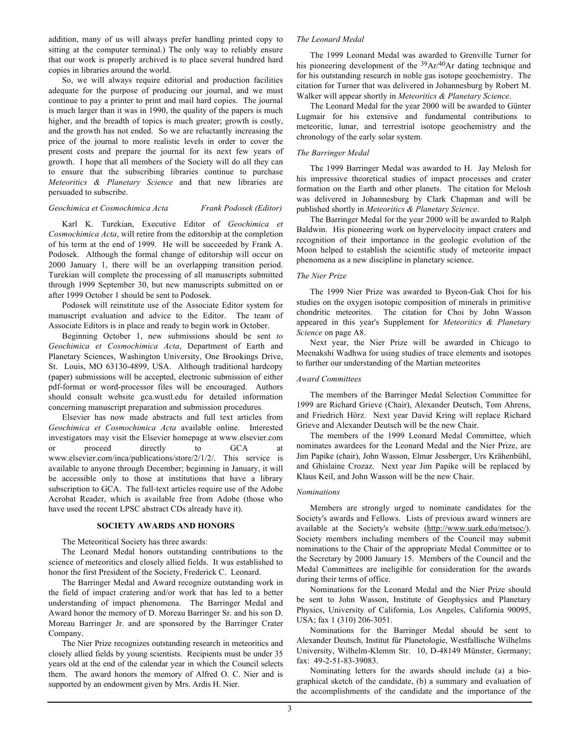addition, many of us will always prefer handling printed copy to sitting at the computer terminal.) The only way to reliably ensure that our work is properly archived is to place several hundred hard copies in libraries around the world.

So, we will always require editorial and production facilities adequate for the purpose of producing our journal, and we must continue to pay a printer to print and mail hard copies. The journal is much larger than it was in 1990, the quality of the papers is much higher, and the breadth of topics is much greater; growth is costly, and the growth has not ended. So we are reluctantly increasing the price of the journal to more realistic levels in order to cover the present costs and prepare the journal for its next few years of growth. I hope that all members of the Society will do all they can to ensure that the subscribing libraries continue to purchase *Meteoritics & Planetary Science* and that new libraries are persuaded to subscribe.

*Geochimica et Cosmochimica Acta* *Frank Podosek (Editor)*

Karl K. Turekian, Executive Editor of *Geochimica et Cosmochimica Acta*, will retire from the editorship at the completion of his term at the end of 1999. He will be succeeded by Frank A. Podosek. Although the formal change of editorship will occur on 2000 January 1, there will be an overlapping transition period. Turekian will complete the processing of all manuscripts submitted through 1999 September 30, but new manuscripts submitted on or after 1999 October 1 should be sent to Podosek.

Podosek will reinstitute use of the Associate Editor system for manuscript evaluation and advice to the Editor. The team of Associate Editors is in place and ready to begin work in October.

Beginning October 1, new submissions should be sent *to Geochimica et Cosmochimica Acta*, Department of Earth and Planetary Sciences, Washington University, One Brookings Drive, St. Louis, MO 63130-4899, USA. Although traditional hardcopy (paper) submissions will be accepted, electronic submission of either pdf-format or word-processor files will be encouraged. Authors should consult website gca.wustl.edu for detailed information concerning manuscript preparation and submission procedures.

Elsevier has now made abstracts and full text articles from *Geochimica et Cosmochimica Acta* available online. Interested investigators may visit the Elsevier homepage at www.elsevier.com or proceed directly to GCA at www.elsevier.com/inca/publications/store/2/1/2/. This service is available to anyone through December; beginning in January, it will be accessible only to those at institutions that have a library subscription to GCA. The full-text articles require use of the Adobe Acrobat Reader, which is available free from Adobe (those who have used the recent LPSC abstract CDs already have it).

## SOCIETY AWARDS AND HONORS

The Meteoritical Society has three awards:

The Leonard Medal honors outstanding contributions to the science of meteoritics and closely allied fields. It was established to honor the first President of the Society, Frederick C. Leonard.

The Barringer Medal and Award recognize outstanding work in the field of impact cratering and/or work that has led to a better understanding of impact phenomena. The Barringer Medal and Award honor the memory of D. Moreau Barringer Sr. and his son D. Moreau Barringer Jr. and are sponsored by the Barringer Crater Company.

The Nier Prize recognizes outstanding research in meteoritics and closely allied fields by young scientists. Recipients must be under 35 years old at the end of the calendar year in which the Council selects them. The award honors the memory of Alfred O. C. Nier and is supported by an endowment given by Mrs. Ardis H. Nier.

*The Leonard Medal*

The 1999 Leonard Medal was awarded to Grenville Turner for his pioneering development of the $^{39}Ar/^{40}Ar$ dating technique and for his outstanding research in noble gas isotope geochemistry. The citation for Turner that was delivered in Johannesburg by Robert M. Walker will appear shortly in *Meteoritics & Planetary Science*.

The Leonard Medal for the year 2000 will be awarded to Günter Lugmair for his extensive and fundamental contributions to meteoritic, lunar, and terrestrial isotope geochemistry and the chronology of the early solar system.

*The Barringer Medal*

The 1999 Barringer Medal was awarded to H. Jay Melosh for his impressive theoretical studies of impact processes and crater formation on the Earth and other planets. The citation for Melosh was delivered in Johannesburg by Clark Chapman and will be published shortly in *Meteoritics & Planetary Science*.

The Barringer Medal for the year 2000 will be awarded to Ralph Baldwin. His pioneering work on hypervelocity impact craters and recognition of their importance in the geologic evolution of the Moon helped to establish the scientific study of meteorite impact phenomena as a new discipline in planetary science.

*The Nier Prize*

The 1999 Nier Prize was awarded to Byeon-Gak Choi for his studies on the oxygen isotopic composition of minerals in primitive chondritic meteorites. The citation for Choi by John Wasson appeared in this year's Supplement for *Meteoritics & Planetary Science* on page A8.

Next year, the Nier Prize will be awarded in Chicago to Meenakshi Wadhwa for using studies of trace elements and isotopes to further our understanding of the Martian meteorites

*Award Committees*

The members of the Barringer Medal Selection Committee for 1999 are Richard Grieve (Chair), Alexander Deutsch, Tom Ahrens, and Friedrich Hörz. Next year David Kring will replace Richard Grieve and Alexander Deutsch will be the new Chair.

The members of the 1999 Leonard Medal Committee, which nominates awardees for the Leonard Medal and the Nier Prize, are Jim Papike (chair), John Wasson, Elmar Jessberger, Urs Krähenbühl, and Ghislaine Crozaz. Next year Jim Papike will be replaced by Klaus Keil, and John Wasson will be the new Chair.

*Nominations*

Members are strongly urged to nominate candidates for the Society's awards and Fellows. Lists of previous award winners are available at the Society's website (http://www.uark.edu/metsoc/). Society members including members of the Council may submit nominations to the Chair of the appropriate Medal Committee or to the Secretary by 2000 January 15. Members of the Council and the Medal Committees are ineligible for consideration for the awards during their terms of office.

Nominations for the Leonard Medal and the Nier Prize should be sent to John Wasson, Institute of Geophysics and Planetary Physics, University of California, Los Angeles, California 90095, USA; fax 1 (310) 206-3051.

Nominations for the Barringer Medal should be sent to Alexander Deutsch, Institut für Planetologie, Westfallische Wilhelms University, Wilhelm-Klemm Str. 10, D-48149 Münster, Germany; fax: 49-2-51-83-39083.

Nominating letters for the awards should include (a) a biographical sketch of the candidate, (b) a summary and evaluation of the accomplishments of the candidate and the importance of the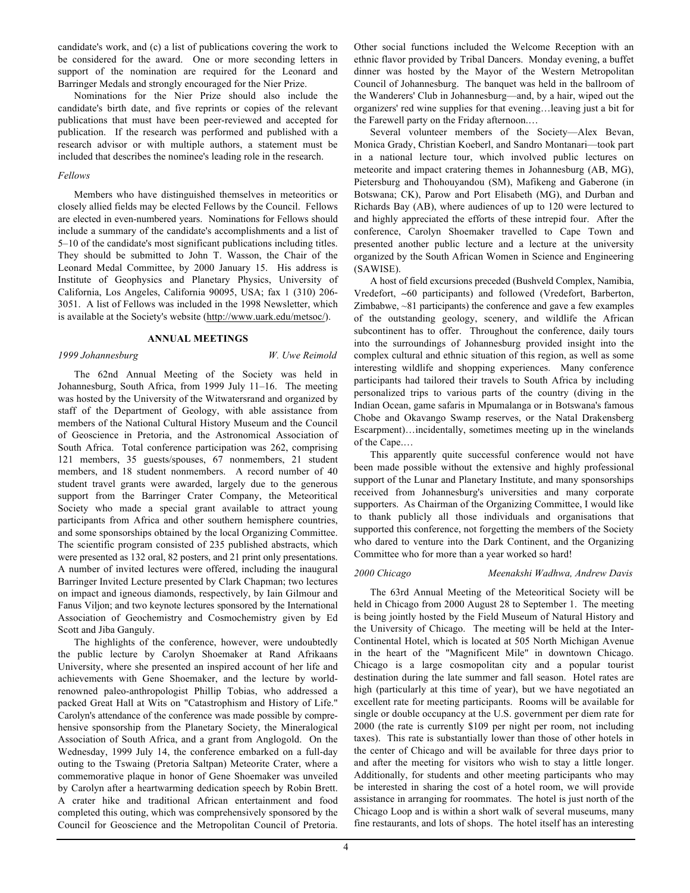candidate's work, and (c) a list of publications covering the work to be considered for the award. One or more seconding letters in support of the nomination are required for the Leonard and Barringer Medals and strongly encouraged for the Nier Prize.

Nominations for the Nier Prize should also include the candidate's birth date, and five reprints or copies of the relevant publications that must have been peer-reviewed and accepted for publication. If the research was performed and published with a research advisor or with multiple authors, a statement must be included that describes the nominee's leading role in the research.

*Fellows*

Members who have distinguished themselves in meteoritics or closely allied fields may be elected Fellows by the Council. Fellows are elected in even-numbered years. Nominations for Fellows should include a summary of the candidate's accomplishments and a list of 5–10 of the candidate's most significant publications including titles. They should be submitted to John T. Wasson, the Chair of the Leonard Medal Committee, by 2000 January 15. His address is Institute of Geophysics and Planetary Physics, University of California, Los Angeles, California 90095, USA; fax 1 (310) 206-3051. A list of Fellows was included in the 1998 Newsletter, which is available at the Society's website (http://www.uark.edu/metsoc/).

## ANNUAL MEETINGS

*1999 Johannesburg* — *W. Uwe Reimold*

The 62nd Annual Meeting of the Society was held in Johannesburg, South Africa, from 1999 July 11–16. The meeting was hosted by the University of the Witwatersrand and organized by staff of the Department of Geology, with able assistance from members of the National Cultural History Museum and the Council of Geoscience in Pretoria, and the Astronomical Association of South Africa. Total conference participation was 262, comprising 121 members, 35 guests/spouses, 67 nonmembers, 21 student members, and 18 student nonmembers. A record number of 40 student travel grants were awarded, largely due to the generous support from the Barringer Crater Company, the Meteoritical Society who made a special grant available to attract young participants from Africa and other southern hemisphere countries, and some sponsorships obtained by the local Organizing Committee. The scientific program consisted of 235 published abstracts, which were presented as 132 oral, 82 posters, and 21 print only presentations. A number of invited lectures were offered, including the inaugural Barringer Invited Lecture presented by Clark Chapman; two lectures on impact and igneous diamonds, respectively, by Iain Gilmour and Fanus Viljon; and two keynote lectures sponsored by the International Association of Geochemistry and Cosmochemistry given by Ed Scott and Jiba Ganguly.

The highlights of the conference, however, were undoubtedly the public lecture by Carolyn Shoemaker at Rand Afrikaans University, where she presented an inspired account of her life and achievements with Gene Shoemaker, and the lecture by world-renowned paleo-anthropologist Phillip Tobias, who addressed a packed Great Hall at Wits on "Catastrophism and History of Life." Carolyn's attendance of the conference was made possible by comprehensive sponsorship from the Planetary Society, the Mineralogical Association of South Africa, and a grant from Anglogold. On the Wednesday, 1999 July 14, the conference embarked on a full-day outing to the Tswaing (Pretoria Saltpan) Meteorite Crater, where a commemorative plaque in honor of Gene Shoemaker was unveiled by Carolyn after a heartwarming dedication speech by Robin Brett. A crater hike and traditional African entertainment and food completed this outing, which was comprehensively sponsored by the Council for Geoscience and the Metropolitan Council of Pretoria. Other social functions included the Welcome Reception with an ethnic flavor provided by Tribal Dancers. Monday evening, a buffet dinner was hosted by the Mayor of the Western Metropolitan Council of Johannesburg. The banquet was held in the ballroom of the Wanderers' Club in Johannesburg—and, by a hair, wiped out the organizers' red wine supplies for that evening…leaving just a bit for the Farewell party on the Friday afternoon.…

Several volunteer members of the Society—Alex Bevan, Monica Grady, Christian Koeberl, and Sandro Montanari—took part in a national lecture tour, which involved public lectures on meteorite and impact cratering themes in Johannesburg (AB, MG), Pietersburg and Thohouyandou (SM), Mafikeng and Gaberone (in Botswana; CK), Parow and Port Elisabeth (MG), and Durban and Richards Bay (AB), where audiences of up to 120 were lectured to and highly appreciated the efforts of these intrepid four. After the conference, Carolyn Shoemaker travelled to Cape Town and presented another public lecture and a lecture at the university organized by the South African Women in Science and Engineering (SAWISE).

A host of field excursions preceded (Bushveld Complex, Namibia, Vredefort, ~60 participants) and followed (Vredefort, Barberton, Zimbabwe, ~81 participants) the conference and gave a few examples of the outstanding geology, scenery, and wildlife the African subcontinent has to offer. Throughout the conference, daily tours into the surroundings of Johannesburg provided insight into the complex cultural and ethnic situation of this region, as well as some interesting wildlife and shopping experiences. Many conference participants had tailored their travels to South Africa by including personalized trips to various parts of the country (diving in the Indian Ocean, game safaris in Mpumalanga or in Botswana's famous Chobe and Okavango Swamp reserves, or the Natal Drakensberg Escarpment)…incidentally, sometimes meeting up in the winelands of the Cape.…

This apparently quite successful conference would not have been made possible without the extensive and highly professional support of the Lunar and Planetary Institute, and many sponsorships received from Johannesburg's universities and many corporate supporters. As Chairman of the Organizing Committee, I would like to thank publicly all those individuals and organisations that supported this conference, not forgetting the members of the Society who dared to venture into the Dark Continent, and the Organizing Committee who for more than a year worked so hard!

*2000 Chicago* — *Meenakshi Wadhwa, Andrew Davis*

The 63rd Annual Meeting of the Meteoritical Society will be held in Chicago from 2000 August 28 to September 1. The meeting is being jointly hosted by the Field Museum of Natural History and the University of Chicago. The meeting will be held at the Inter-Continental Hotel, which is located at 505 North Michigan Avenue in the heart of the "Magnificent Mile" in downtown Chicago. Chicago is a large cosmopolitan city and a popular tourist destination during the late summer and fall season. Hotel rates are high (particularly at this time of year), but we have negotiated an excellent rate for meeting participants. Rooms will be available for single or double occupancy at the U.S. government per diem rate for 2000 (the rate is currently $109 per night per room, not including taxes). This rate is substantially lower than those of other hotels in the center of Chicago and will be available for three days prior to and after the meeting for visitors who wish to stay a little longer. Additionally, for students and other meeting participants who may be interested in sharing the cost of a hotel room, we will provide assistance in arranging for roommates. The hotel is just north of the Chicago Loop and is within a short walk of several museums, many fine restaurants, and lots of shops. The hotel itself has an interesting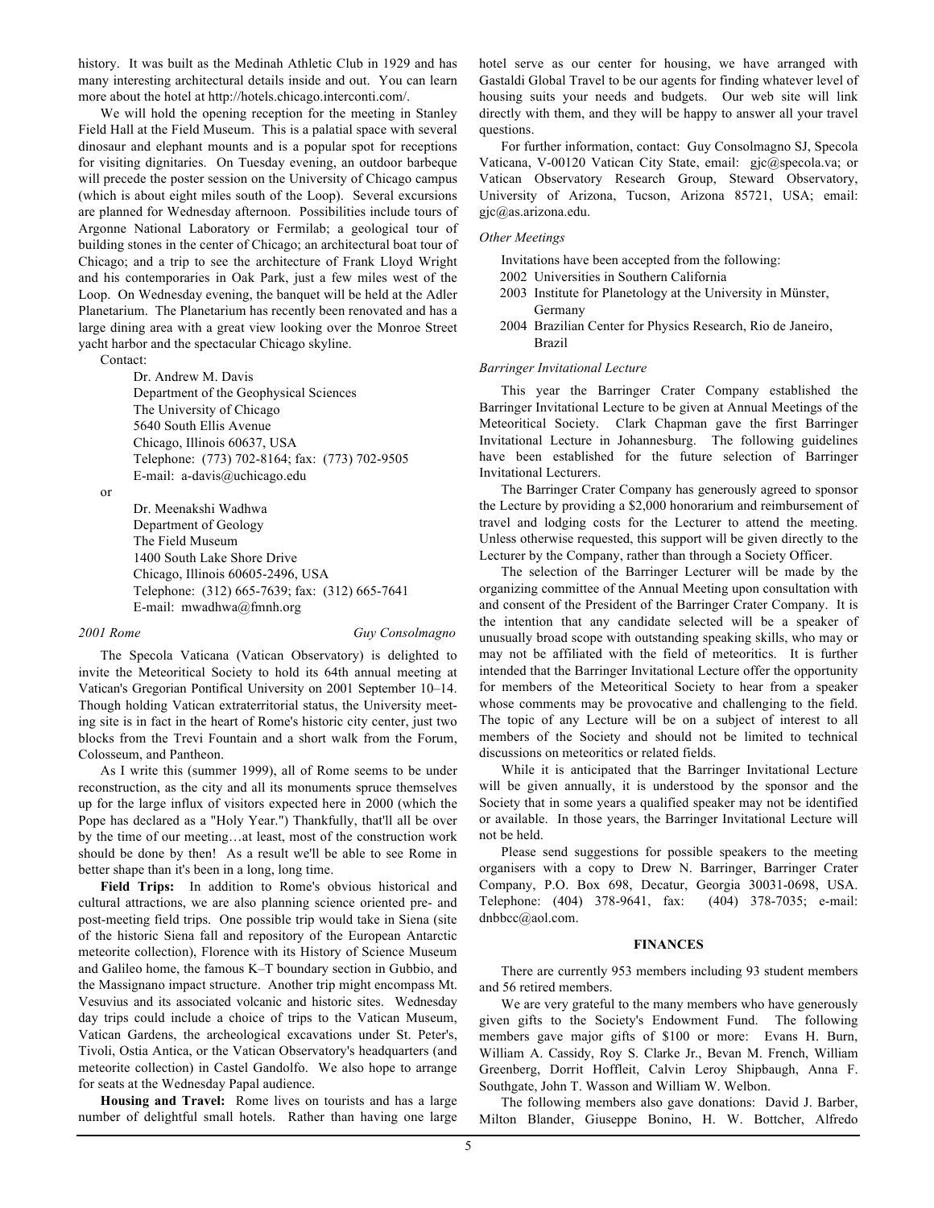history. It was built as the Medinah Athletic Club in 1929 and has many interesting architectural details inside and out. You can learn more about the hotel at http://hotels.chicago.interconti.com/.

We will hold the opening reception for the meeting in Stanley Field Hall at the Field Museum. This is a palatial space with several dinosaur and elephant mounts and is a popular spot for receptions for visiting dignitaries. On Tuesday evening, an outdoor barbeque will precede the poster session on the University of Chicago campus (which is about eight miles south of the Loop). Several excursions are planned for Wednesday afternoon. Possibilities include tours of Argonne National Laboratory or Fermilab; a geological tour of building stones in the center of Chicago; an architectural boat tour of Chicago; and a trip to see the architecture of Frank Lloyd Wright and his contemporaries in Oak Park, just a few miles west of the Loop. On Wednesday evening, the banquet will be held at the Adler Planetarium. The Planetarium has recently been renovated and has a large dining area with a great view looking over the Monroe Street yacht harbor and the spectacular Chicago skyline.

Contact:

Dr. Andrew M. Davis
Department of the Geophysical Sciences
The University of Chicago
5640 South Ellis Avenue
Chicago, Illinois 60637, USA
Telephone: (773) 702-8164; fax: (773) 702-9505
E-mail: a-davis@uchicago.edu

or

Dr. Meenakshi Wadhwa
Department of Geology
The Field Museum
1400 South Lake Shore Drive
Chicago, Illinois 60605-2496, USA
Telephone: (312) 665-7639; fax: (312) 665-7641
E-mail: mwadhwa@fmnh.org

*2001 Rome* — *Guy Consolmagno*

The Specola Vaticana (Vatican Observatory) is delighted to invite the Meteoritical Society to hold its 64th annual meeting at Vatican's Gregorian Pontifical University on 2001 September 10–14. Though holding Vatican extraterritorial status, the University meeting site is in fact in the heart of Rome's historic city center, just two blocks from the Trevi Fountain and a short walk from the Forum, Colosseum, and Pantheon.

As I write this (summer 1999), all of Rome seems to be under reconstruction, as the city and all its monuments spruce themselves up for the large influx of visitors expected here in 2000 (which the Pope has declared as a "Holy Year.") Thankfully, that'll all be over by the time of our meeting…at least, most of the construction work should be done by then! As a result we'll be able to see Rome in better shape than it's been in a long, long time.

**Field Trips:** In addition to Rome's obvious historical and cultural attractions, we are also planning science oriented pre- and post-meeting field trips. One possible trip would take in Siena (site of the historic Siena fall and repository of the European Antarctic meteorite collection), Florence with its History of Science Museum and Galileo home, the famous K–T boundary section in Gubbio, and the Massignano impact structure. Another trip might encompass Mt. Vesuvius and its associated volcanic and historic sites. Wednesday day trips could include a choice of trips to the Vatican Museum, Vatican Gardens, the archeological excavations under St. Peter's, Tivoli, Ostia Antica, or the Vatican Observatory's headquarters (and meteorite collection) in Castel Gandolfo. We also hope to arrange for seats at the Wednesday Papal audience.

**Housing and Travel:** Rome lives on tourists and has a large number of delightful small hotels. Rather than having one large hotel serve as our center for housing, we have arranged with Gastaldi Global Travel to be our agents for finding whatever level of housing suits your needs and budgets. Our web site will link directly with them, and they will be happy to answer all your travel questions.

For further information, contact: Guy Consolmagno SJ, Specola Vaticana, V-00120 Vatican City State, email: gjc@specola.va; or Vatican Observatory Research Group, Steward Observatory, University of Arizona, Tucson, Arizona 85721, USA; email: gjc@as.arizona.edu.

*Other Meetings*

Invitations have been accepted from the following:

- 2002 Universities in Southern California
- 2003 Institute for Planetology at the University in Münster, Germany
- 2004 Brazilian Center for Physics Research, Rio de Janeiro, Brazil

*Barringer Invitational Lecture*

This year the Barringer Crater Company established the Barringer Invitational Lecture to be given at Annual Meetings of the Meteoritical Society. Clark Chapman gave the first Barringer Invitational Lecture in Johannesburg. The following guidelines have been established for the future selection of Barringer Invitational Lecturers.

The Barringer Crater Company has generously agreed to sponsor the Lecture by providing a $2,000 honorarium and reimbursement of travel and lodging costs for the Lecturer to attend the meeting. Unless otherwise requested, this support will be given directly to the Lecturer by the Company, rather than through a Society Officer.

The selection of the Barringer Lecturer will be made by the organizing committee of the Annual Meeting upon consultation with and consent of the President of the Barringer Crater Company. It is the intention that any candidate selected will be a speaker of unusually broad scope with outstanding speaking skills, who may or may not be affiliated with the field of meteoritics. It is further intended that the Barringer Invitational Lecture offer the opportunity for members of the Meteoritical Society to hear from a speaker whose comments may be provocative and challenging to the field. The topic of any Lecture will be on a subject of interest to all members of the Society and should not be limited to technical discussions on meteoritics or related fields.

While it is anticipated that the Barringer Invitational Lecture will be given annually, it is understood by the sponsor and the Society that in some years a qualified speaker may not be identified or available. In those years, the Barringer Invitational Lecture will not be held.

Please send suggestions for possible speakers to the meeting organisers with a copy to Drew N. Barringer, Barringer Crater Company, P.O. Box 698, Decatur, Georgia 30031-0698, USA. Telephone: (404) 378-9641, fax: (404) 378-7035; e-mail: dnbbcc@aol.com.

## FINANCES

There are currently 953 members including 93 student members and 56 retired members.

We are very grateful to the many members who have generously given gifts to the Society's Endowment Fund. The following members gave major gifts of $100 or more: Evans H. Burn, William A. Cassidy, Roy S. Clarke Jr., Bevan M. French, William Greenberg, Dorrit Hoffleit, Calvin Leroy Shipbaugh, Anna F. Southgate, John T. Wasson and William W. Welbon.

The following members also gave donations: David J. Barber, Milton Blander, Giuseppe Bonino, H. W. Bottcher, Alfredo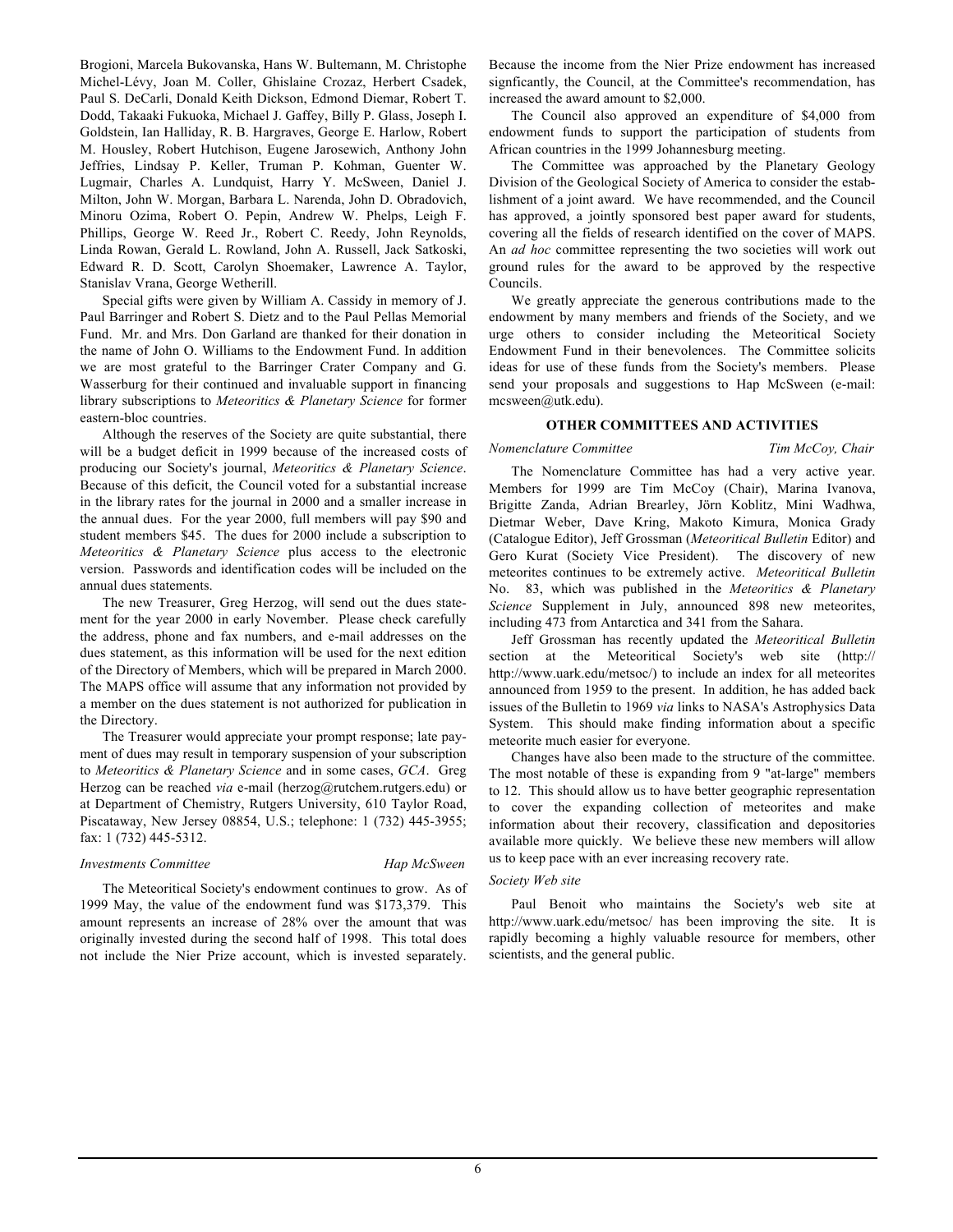Brogioni, Marcela Bukovanska, Hans W. Bultemann, M. Christophe Michel-Lévy, Joan M. Coller, Ghislaine Crozaz, Herbert Csadek, Paul S. DeCarli, Donald Keith Dickson, Edmond Diemar, Robert T. Dodd, Takaaki Fukuoka, Michael J. Gaffey, Billy P. Glass, Joseph I. Goldstein, Ian Halliday, R. B. Hargraves, George E. Harlow, Robert M. Housley, Robert Hutchison, Eugene Jarosewich, Anthony John Jeffries, Lindsay P. Keller, Truman P. Kohman, Guenter W. Lugmair, Charles A. Lundquist, Harry Y. McSween, Daniel J. Milton, John W. Morgan, Barbara L. Narenda, John D. Obradovich, Minoru Ozima, Robert O. Pepin, Andrew W. Phelps, Leigh F. Phillips, George W. Reed Jr., Robert C. Reedy, John Reynolds, Linda Rowan, Gerald L. Rowland, John A. Russell, Jack Satkoski, Edward R. D. Scott, Carolyn Shoemaker, Lawrence A. Taylor, Stanislav Vrana, George Wetherill.

Special gifts were given by William A. Cassidy in memory of J. Paul Barringer and Robert S. Dietz and to the Paul Pellas Memorial Fund. Mr. and Mrs. Don Garland are thanked for their donation in the name of John O. Williams to the Endowment Fund. In addition we are most grateful to the Barringer Crater Company and G. Wasserburg for their continued and invaluable support in financing library subscriptions to *Meteoritics & Planetary Science* for former eastern-bloc countries.

Although the reserves of the Society are quite substantial, there will be a budget deficit in 1999 because of the increased costs of producing our Society's journal, *Meteoritics & Planetary Science*. Because of this deficit, the Council voted for a substantial increase in the library rates for the journal in 2000 and a smaller increase in the annual dues. For the year 2000, full members will pay $90 and student members $45. The dues for 2000 include a subscription to *Meteoritics & Planetary Science* plus access to the electronic version. Passwords and identification codes will be included on the annual dues statements.

The new Treasurer, Greg Herzog, will send out the dues statement for the year 2000 in early November. Please check carefully the address, phone and fax numbers, and e-mail addresses on the dues statement, as this information will be used for the next edition of the Directory of Members, which will be prepared in March 2000. The MAPS office will assume that any information not provided by a member on the dues statement is not authorized for publication in the Directory.

The Treasurer would appreciate your prompt response; late payment of dues may result in temporary suspension of your subscription to *Meteoritics & Planetary Science* and in some cases, *GCA*. Greg Herzog can be reached *via* e-mail (herzog@rutchem.rutgers.edu) or at Department of Chemistry, Rutgers University, 610 Taylor Road, Piscataway, New Jersey 08854, U.S.; telephone: 1 (732) 445-3955; fax: 1 (732) 445-5312.

*Investments Committee* — *Hap McSween*

The Meteoritical Society's endowment continues to grow. As of 1999 May, the value of the endowment fund was $173,379. This amount represents an increase of 28% over the amount that was originally invested during the second half of 1998. This total does not include the Nier Prize account, which is invested separately. Because the income from the Nier Prize endowment has increased signficantly, the Council, at the Committee's recommendation, has increased the award amount to $2,000.

The Council also approved an expenditure of $4,000 from endowment funds to support the participation of students from African countries in the 1999 Johannesburg meeting.

The Committee was approached by the Planetary Geology Division of the Geological Society of America to consider the establishment of a joint award. We have recommended, and the Council has approved, a jointly sponsored best paper award for students, covering all the fields of research identified on the cover of MAPS. An *ad hoc* committee representing the two societies will work out ground rules for the award to be approved by the respective Councils.

We greatly appreciate the generous contributions made to the endowment by many members and friends of the Society, and we urge others to consider including the Meteoritical Society Endowment Fund in their benevolences. The Committee solicits ideas for use of these funds from the Society's members. Please send your proposals and suggestions to Hap McSween (e-mail: mcsween@utk.edu).

## OTHER COMMITTEES AND ACTIVITIES

*Nomenclature Committee* — *Tim McCoy, Chair*

The Nomenclature Committee has had a very active year. Members for 1999 are Tim McCoy (Chair), Marina Ivanova, Brigitte Zanda, Adrian Brearley, Jörn Koblitz, Mini Wadhwa, Dietmar Weber, Dave Kring, Makoto Kimura, Monica Grady (Catalogue Editor), Jeff Grossman (*Meteoritical Bulletin* Editor) and Gero Kurat (Society Vice President). The discovery of new meteorites continues to be extremely active. *Meteoritical Bulletin* No. 83, which was published in the *Meteoritics & Planetary Science* Supplement in July, announced 898 new meteorites, including 473 from Antarctica and 341 from the Sahara.

Jeff Grossman has recently updated the *Meteoritical Bulletin* section at the Meteoritical Society's web site (http:// http://www.uark.edu/metsoc/) to include an index for all meteorites announced from 1959 to the present. In addition, he has added back issues of the Bulletin to 1969 *via* links to NASA's Astrophysics Data System. This should make finding information about a specific meteorite much easier for everyone.

Changes have also been made to the structure of the committee. The most notable of these is expanding from 9 "at-large" members to 12. This should allow us to have better geographic representation to cover the expanding collection of meteorites and make information about their recovery, classification and depositories available more quickly. We believe these new members will allow us to keep pace with an ever increasing recovery rate.

*Society Web site*

Paul Benoit who maintains the Society's web site at http://www.uark.edu/metsoc/ has been improving the site. It is rapidly becoming a highly valuable resource for members, other scientists, and the general public.